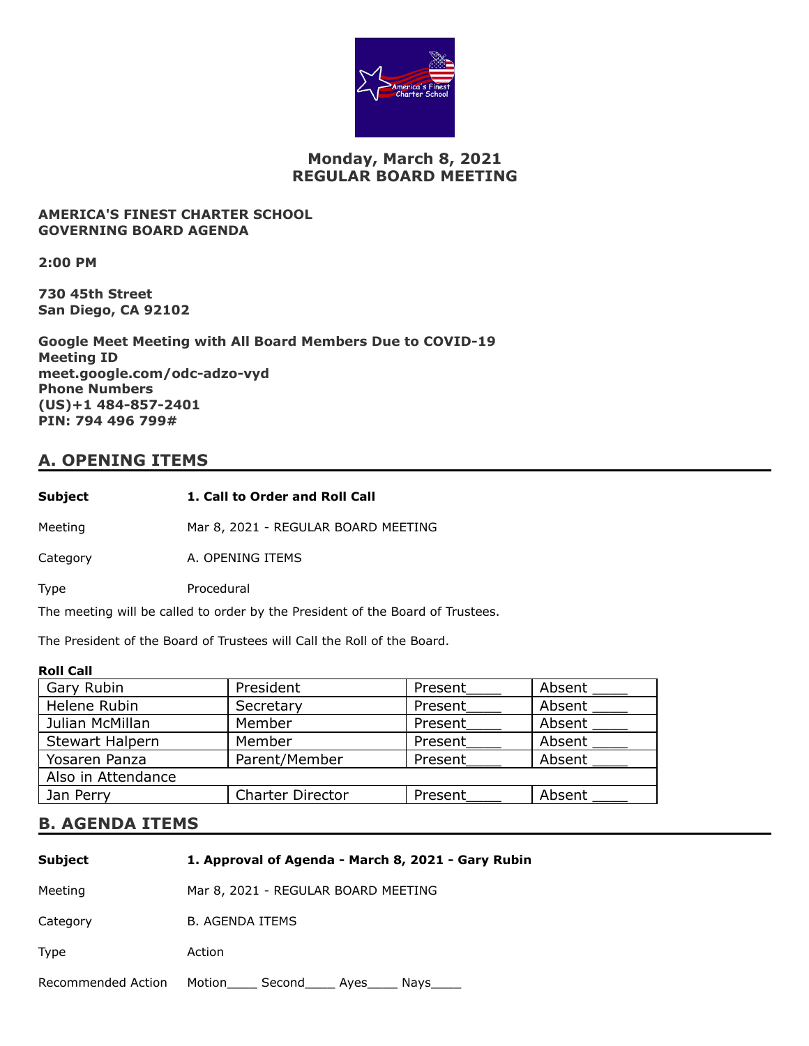# Monday, March 8, 2021
# REGULAR BOARD MEETING

**AMERICA'S FINEST CHARTER SCHOOL**
**GOVERNING BOARD AGENDA**

**2:00 PM**

**730 45th Street**
**San Diego, CA 92102**

**Google Meet Meeting with All Board Members Due to COVID-19**
**Meeting ID**
**meet.google.com/odc-adzo-vyd**
**Phone Numbers**
**(US)+1 484-857-2401**
**PIN: 794 496 799#**

## A. OPENING ITEMS

**Subject** **1. Call to Order and Roll Call**

Meeting Mar 8, 2021 - REGULAR BOARD MEETING

Category A. OPENING ITEMS

Type Procedural

The meeting will be called to order by the President of the Board of Trustees.

The President of the Board of Trustees will Call the Roll of the Board.

**Roll Call**

| Gary Rubin | President | Present____ | Absent ____ |
|---|---|---|---|
| Helene Rubin | Secretary | Present____ | Absent ____ |
| Julian McMillan | Member | Present____ | Absent ____ |
| Stewart Halpern | Member | Present____ | Absent ____ |
| Yosaren Panza | Parent/Member | Present____ | Absent ____ |
| Also in Attendance | | | |
| Jan Perry | Charter Director | Present____ | Absent ____ |

## B. AGENDA ITEMS

**Subject** **1. Approval of Agenda - March 8, 2021 - Gary Rubin**

Meeting Mar 8, 2021 - REGULAR BOARD MEETING

Category B. AGENDA ITEMS

Type Action

Recommended Action Motion____ Second____ Ayes____ Nays____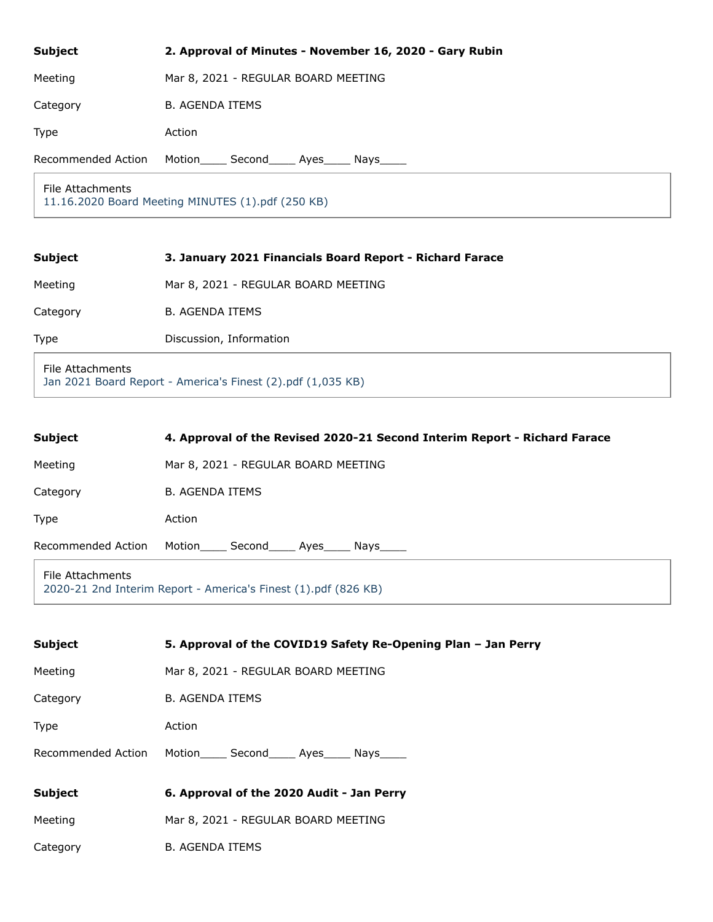| **Subject** | **2. Approval of Minutes - November 16, 2020 - Gary Rubin** |
|---|---|
| Meeting | Mar 8, 2021 - REGULAR BOARD MEETING |
| Category | B. AGENDA ITEMS |
| Type | Action |
| Recommended Action | Motion____ Second____ Ayes____ Nays____ |

File Attachments
11.16.2020 Board Meeting MINUTES (1).pdf (250 KB)

| **Subject** | **3. January 2021 Financials Board Report - Richard Farace** |
|---|---|
| Meeting | Mar 8, 2021 - REGULAR BOARD MEETING |
| Category | B. AGENDA ITEMS |
| Type | Discussion, Information |

File Attachments
Jan 2021 Board Report - America's Finest (2).pdf (1,035 KB)

| **Subject** | **4. Approval of the Revised 2020-21 Second Interim Report - Richard Farace** |
|---|---|
| Meeting | Mar 8, 2021 - REGULAR BOARD MEETING |
| Category | B. AGENDA ITEMS |
| Type | Action |
| Recommended Action | Motion____ Second____ Ayes____ Nays____ |

File Attachments
2020-21 2nd Interim Report - America's Finest (1).pdf (826 KB)

| **Subject** | **5. Approval of the COVID19 Safety Re-Opening Plan – Jan Perry** |
|---|---|
| Meeting | Mar 8, 2021 - REGULAR BOARD MEETING |
| Category | B. AGENDA ITEMS |
| Type | Action |
| Recommended Action | Motion____ Second____ Ayes____ Nays____ |

| **Subject** | **6. Approval of the 2020 Audit - Jan Perry** |
|---|---|
| Meeting | Mar 8, 2021 - REGULAR BOARD MEETING |
| Category | B. AGENDA ITEMS |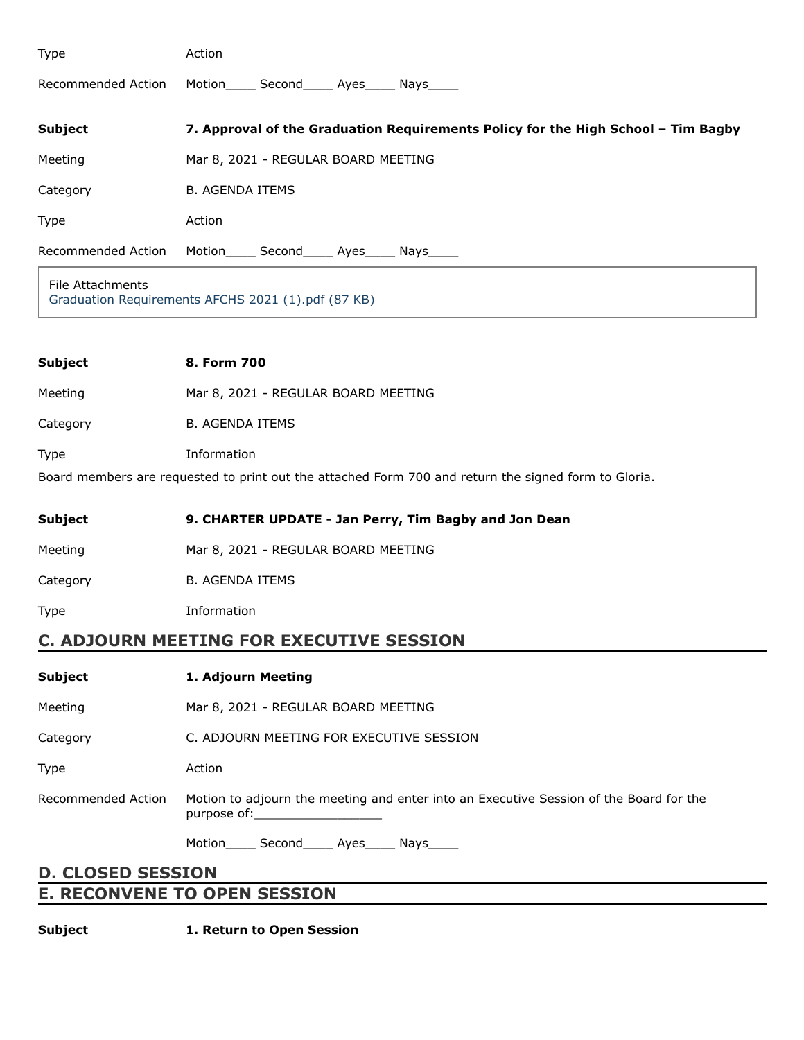| | |
|---|---|
| Type | Action |
| Recommended Action | Motion____ Second____ Ayes____ Nays____ |

| | |
|---|---|
| **Subject** | **7. Approval of the Graduation Requirements Policy for the High School – Tim Bagby** |
| Meeting | Mar 8, 2021 - REGULAR BOARD MEETING |
| Category | B. AGENDA ITEMS |
| Type | Action |
| Recommended Action | Motion____ Second____ Ayes____ Nays____ |

File Attachments
Graduation Requirements AFCHS 2021 (1).pdf (87 KB)

| | |
|---|---|
| **Subject** | **8. Form 700** |
| Meeting | Mar 8, 2021 - REGULAR BOARD MEETING |
| Category | B. AGENDA ITEMS |
| Type | Information |

Board members are requested to print out the attached Form 700 and return the signed form to Gloria.

| | |
|---|---|
| **Subject** | **9. CHARTER UPDATE - Jan Perry, Tim Bagby and Jon Dean** |
| Meeting | Mar 8, 2021 - REGULAR BOARD MEETING |
| Category | B. AGENDA ITEMS |
| Type | Information |

## C. ADJOURN MEETING FOR EXECUTIVE SESSION

| | |
|---|---|
| **Subject** | **1. Adjourn Meeting** |
| Meeting | Mar 8, 2021 - REGULAR BOARD MEETING |
| Category | C. ADJOURN MEETING FOR EXECUTIVE SESSION |
| Type | Action |
| Recommended Action | Motion to adjourn the meeting and enter into an Executive Session of the Board for the purpose of:_________________ |
| | Motion____ Second____ Ayes____ Nays____ |

## D. CLOSED SESSION

## E. RECONVENE TO OPEN SESSION

| | |
|---|---|
| **Subject** | **1. Return to Open Session** |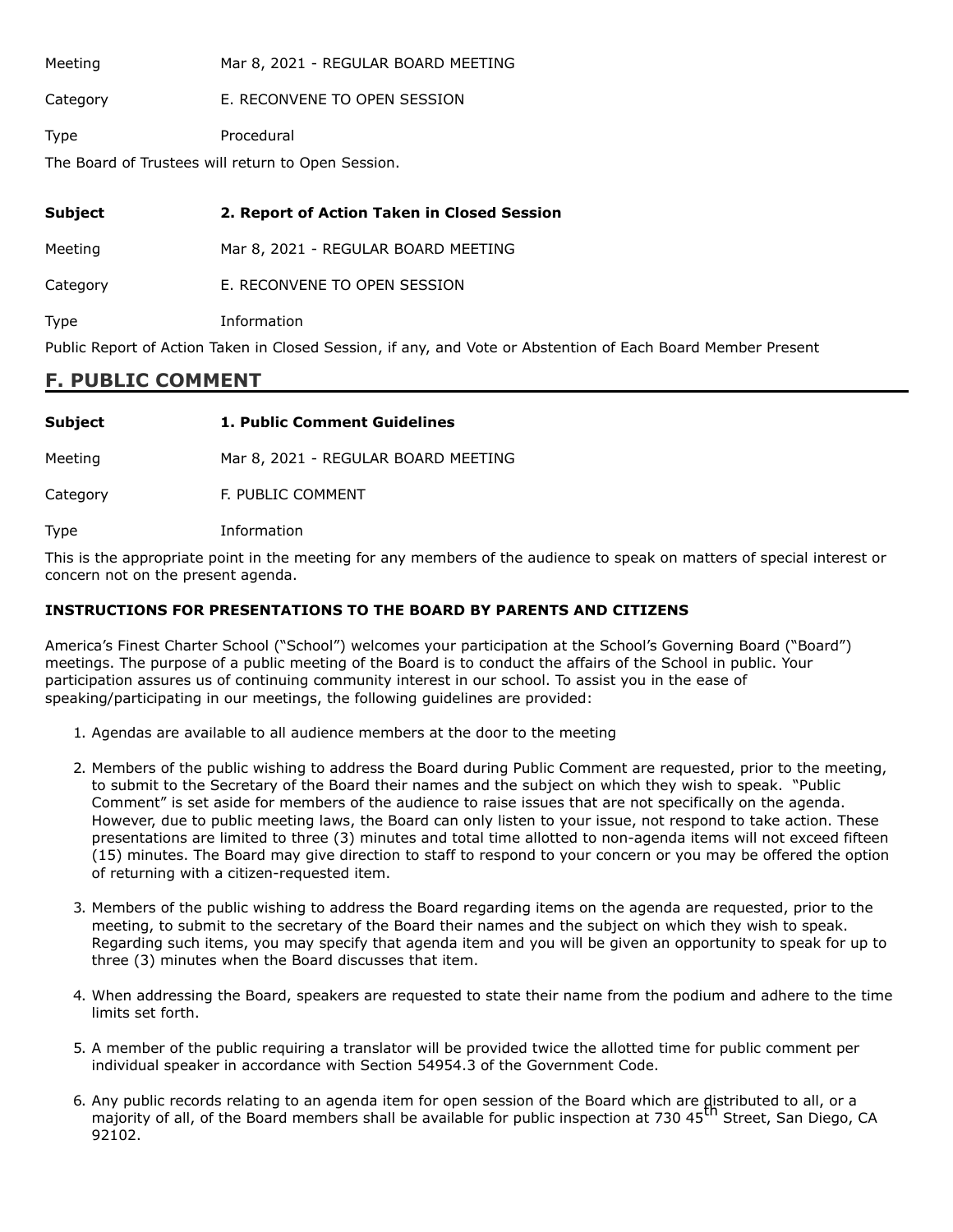Meeting Mar 8, 2021 - REGULAR BOARD MEETING

Category E. RECONVENE TO OPEN SESSION

Type Procedural

The Board of Trustees will return to Open Session.

**Subject** **2. Report of Action Taken in Closed Session**

Meeting Mar 8, 2021 - REGULAR BOARD MEETING

Category E. RECONVENE TO OPEN SESSION

Type Information

Public Report of Action Taken in Closed Session, if any, and Vote or Abstention of Each Board Member Present

## F. PUBLIC COMMENT

**Subject** **1. Public Comment Guidelines**

Meeting Mar 8, 2021 - REGULAR BOARD MEETING

Category F. PUBLIC COMMENT

Type Information

This is the appropriate point in the meeting for any members of the audience to speak on matters of special interest or concern not on the present agenda.

**INSTRUCTIONS FOR PRESENTATIONS TO THE BOARD BY PARENTS AND CITIZENS**

America's Finest Charter School ("School") welcomes your participation at the School's Governing Board ("Board") meetings. The purpose of a public meeting of the Board is to conduct the affairs of the School in public. Your participation assures us of continuing community interest in our school. To assist you in the ease of speaking/participating in our meetings, the following guidelines are provided:

1. Agendas are available to all audience members at the door to the meeting
2. Members of the public wishing to address the Board during Public Comment are requested, prior to the meeting, to submit to the Secretary of the Board their names and the subject on which they wish to speak. "Public Comment" is set aside for members of the audience to raise issues that are not specifically on the agenda. However, due to public meeting laws, the Board can only listen to your issue, not respond to take action. These presentations are limited to three (3) minutes and total time allotted to non-agenda items will not exceed fifteen (15) minutes. The Board may give direction to staff to respond to your concern or you may be offered the option of returning with a citizen-requested item.
3. Members of the public wishing to address the Board regarding items on the agenda are requested, prior to the meeting, to submit to the secretary of the Board their names and the subject on which they wish to speak. Regarding such items, you may specify that agenda item and you will be given an opportunity to speak for up to three (3) minutes when the Board discusses that item.
4. When addressing the Board, speakers are requested to state their name from the podium and adhere to the time limits set forth.
5. A member of the public requiring a translator will be provided twice the allotted time for public comment per individual speaker in accordance with Section 54954.3 of the Government Code.
6. Any public records relating to an agenda item for open session of the Board which are distributed to all, or a majority of all, of the Board members shall be available for public inspection at 730 45th Street, San Diego, CA 92102.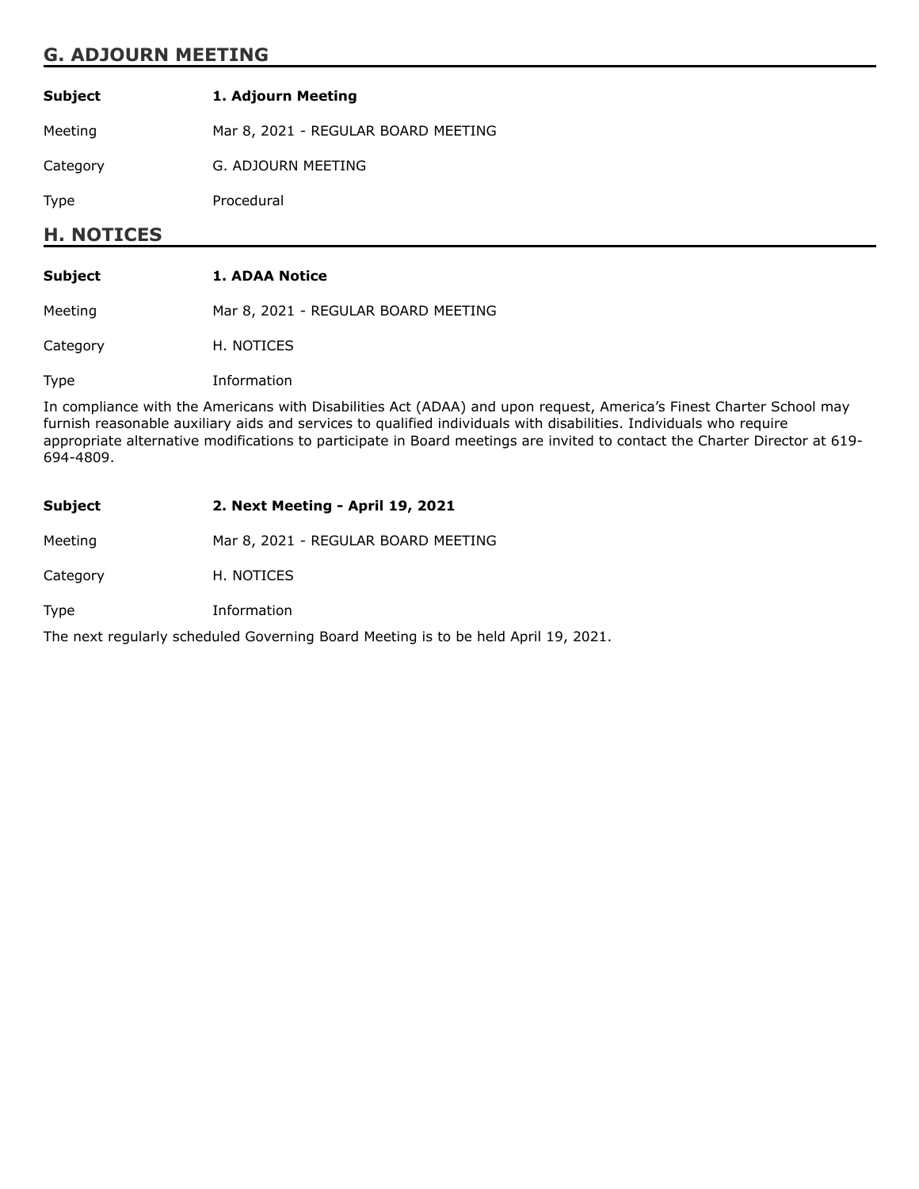## G. ADJOURN MEETING

| | |
|---|---|
| **Subject** | **1. Adjourn Meeting** |
| Meeting | Mar 8, 2021 - REGULAR BOARD MEETING |
| Category | G. ADJOURN MEETING |
| Type | Procedural |

## H. NOTICES

| | |
|---|---|
| **Subject** | **1. ADAA Notice** |
| Meeting | Mar 8, 2021 - REGULAR BOARD MEETING |
| Category | H. NOTICES |
| Type | Information |

In compliance with the Americans with Disabilities Act (ADAA) and upon request, America's Finest Charter School may furnish reasonable auxiliary aids and services to qualified individuals with disabilities. Individuals who require appropriate alternative modifications to participate in Board meetings are invited to contact the Charter Director at 619-694-4809.

| | |
|---|---|
| **Subject** | **2. Next Meeting - April 19, 2021** |
| Meeting | Mar 8, 2021 - REGULAR BOARD MEETING |
| Category | H. NOTICES |
| Type | Information |

The next regularly scheduled Governing Board Meeting is to be held April 19, 2021.